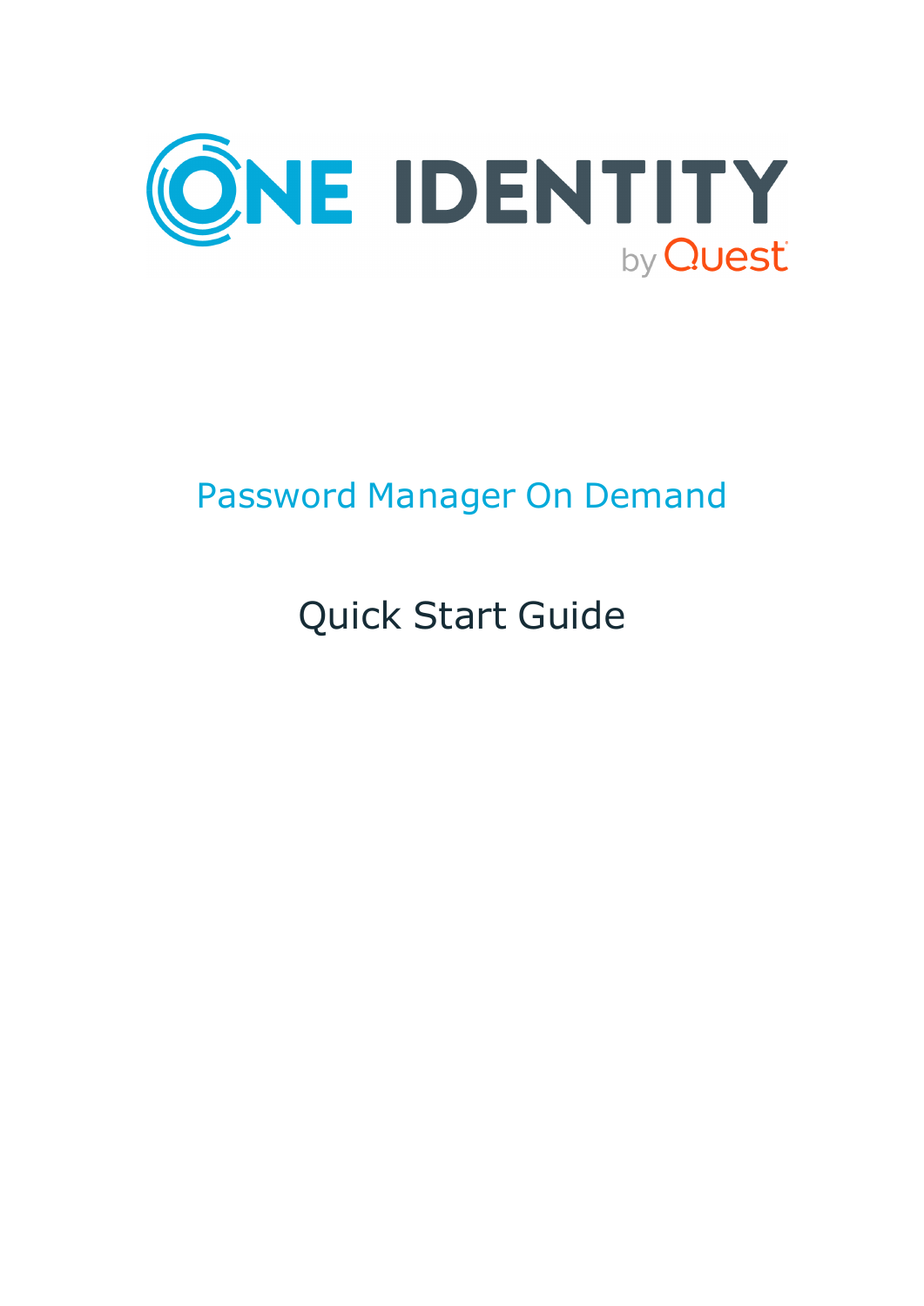ONE IDENTITY by Quest

# Password Manager On Demand

## Quick Start Guide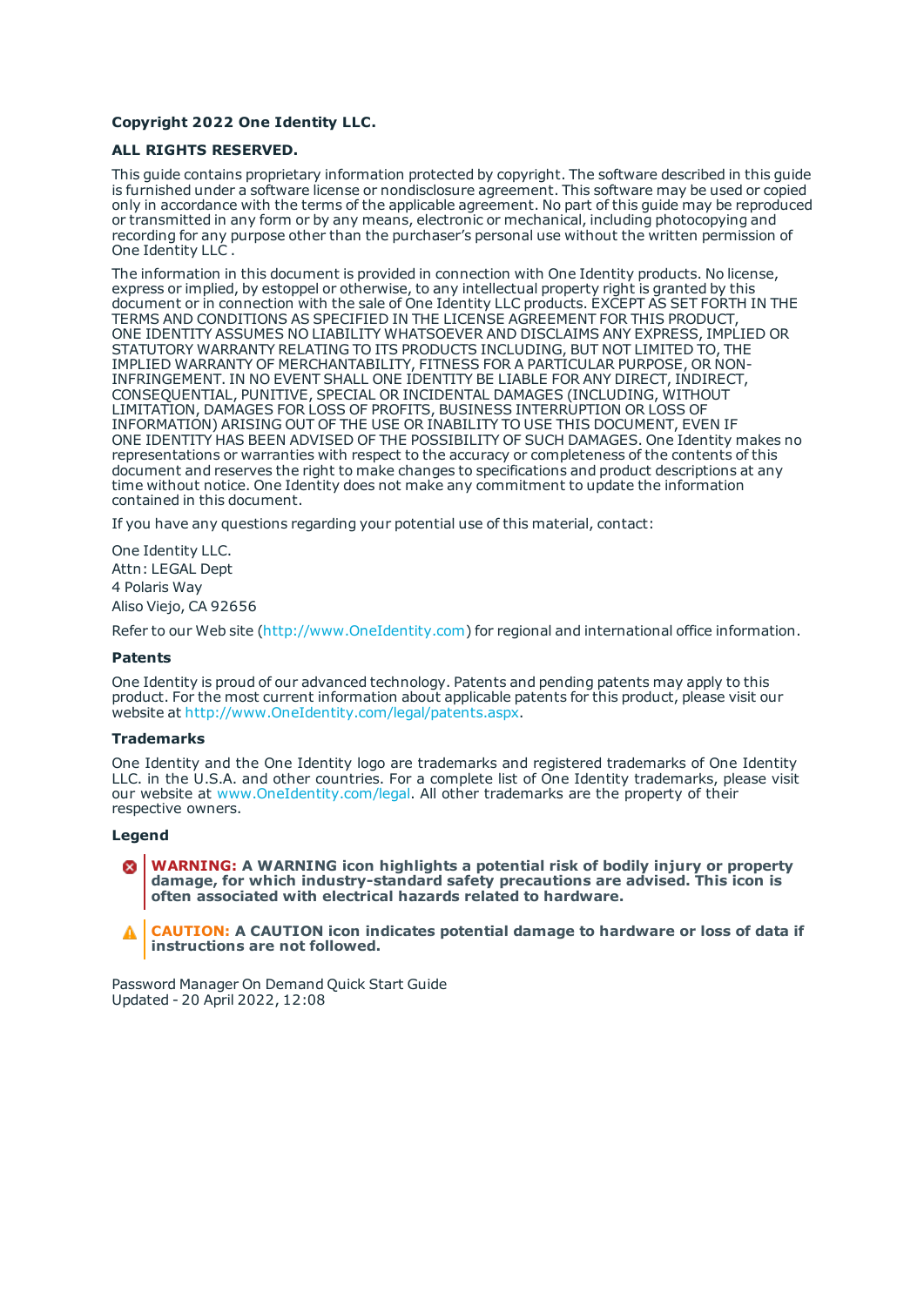**Copyright 2022 One Identity LLC.**

**ALL RIGHTS RESERVED.**

This guide contains proprietary information protected by copyright. The software described in this guide is furnished under a software license or nondisclosure agreement. This software may be used or copied only in accordance with the terms of the applicable agreement. No part of this guide may be reproduced or transmitted in any form or by any means, electronic or mechanical, including photocopying and recording for any purpose other than the purchaser's personal use without the written permission of One Identity LLC .

The information in this document is provided in connection with One Identity products. No license, express or implied, by estoppel or otherwise, to any intellectual property right is granted by this document or in connection with the sale of One Identity LLC products. EXCEPT AS SET FORTH IN THE TERMS AND CONDITIONS AS SPECIFIED IN THE LICENSE AGREEMENT FOR THIS PRODUCT, ONE IDENTITY ASSUMES NO LIABILITY WHATSOEVER AND DISCLAIMS ANY EXPRESS, IMPLIED OR STATUTORY WARRANTY RELATING TO ITS PRODUCTS INCLUDING, BUT NOT LIMITED TO, THE IMPLIED WARRANTY OF MERCHANTABILITY, FITNESS FOR A PARTICULAR PURPOSE, OR NON-INFRINGEMENT. IN NO EVENT SHALL ONE IDENTITY BE LIABLE FOR ANY DIRECT, INDIRECT, CONSEQUENTIAL, PUNITIVE, SPECIAL OR INCIDENTAL DAMAGES (INCLUDING, WITHOUT LIMITATION, DAMAGES FOR LOSS OF PROFITS, BUSINESS INTERRUPTION OR LOSS OF INFORMATION) ARISING OUT OF THE USE OR INABILITY TO USE THIS DOCUMENT, EVEN IF ONE IDENTITY HAS BEEN ADVISED OF THE POSSIBILITY OF SUCH DAMAGES. One Identity makes no representations or warranties with respect to the accuracy or completeness of the contents of this document and reserves the right to make changes to specifications and product descriptions at any time without notice. One Identity does not make any commitment to update the information contained in this document.

If you have any questions regarding your potential use of this material, contact:

One Identity LLC.
Attn: LEGAL Dept
4 Polaris Way
Aliso Viejo, CA 92656

Refer to our Web site (http://www.OneIdentity.com) for regional and international office information.

### Patents

One Identity is proud of our advanced technology. Patents and pending patents may apply to this product. For the most current information about applicable patents for this product, please visit our website at http://www.OneIdentity.com/legal/patents.aspx.

### Trademarks

One Identity and the One Identity logo are trademarks and registered trademarks of One Identity LLC. in the U.S.A. and other countries. For a complete list of One Identity trademarks, please visit our website at www.OneIdentity.com/legal. All other trademarks are the property of their respective owners.

### Legend

**WARNING: A WARNING icon highlights a potential risk of bodily injury or property damage, for which industry-standard safety precautions are advised. This icon is often associated with electrical hazards related to hardware.**

**CAUTION: A CAUTION icon indicates potential damage to hardware or loss of data if instructions are not followed.**

Password Manager On Demand Quick Start Guide
Updated - 20 April 2022, 12:08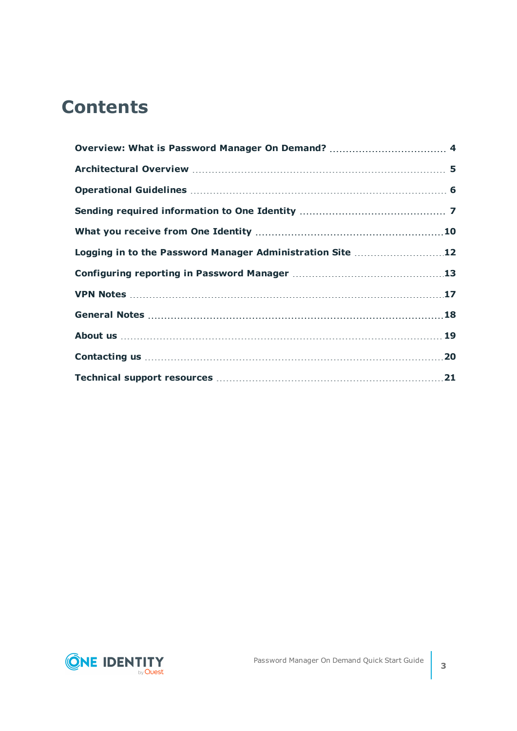# Contents

- Overview: What is Password Manager On Demand? .... 4
- Architectural Overview .... 5
- Operational Guidelines .... 6
- Sending required information to One Identity .... 7
- What you receive from One Identity .... 10
- Logging in to the Password Manager Administration Site .... 12
- Configuring reporting in Password Manager .... 13
- VPN Notes .... 17
- General Notes .... 18
- About us .... 19
- Contacting us .... 20
- Technical support resources .... 21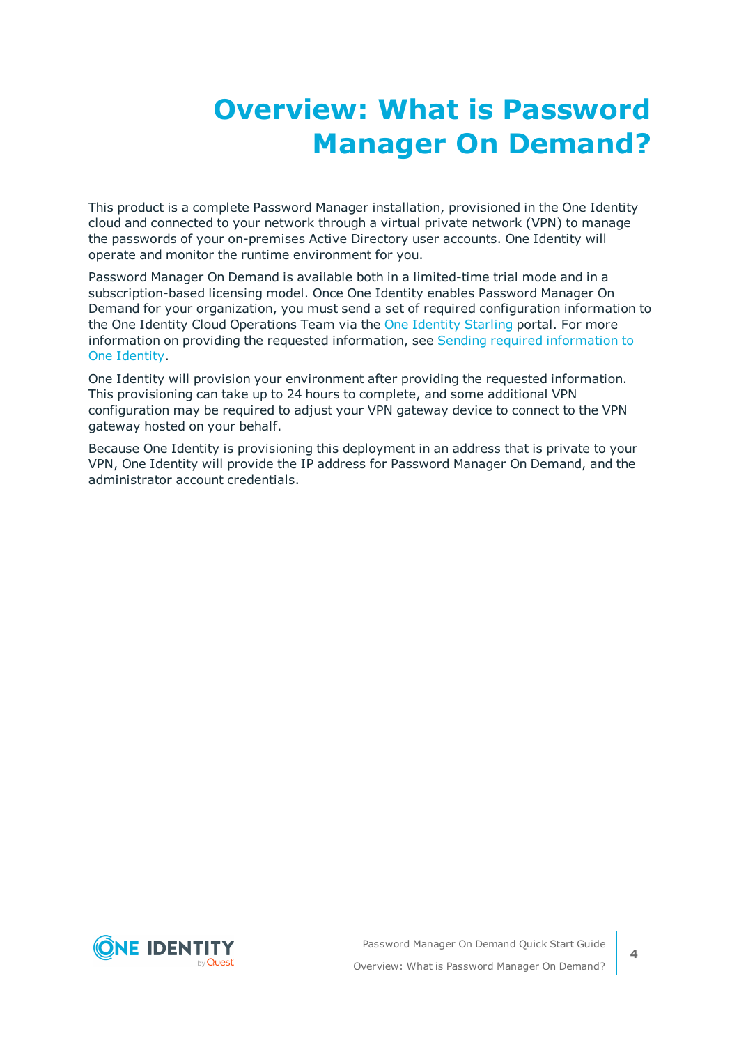# Overview: What is Password Manager On Demand?

This product is a complete Password Manager installation, provisioned in the One Identity cloud and connected to your network through a virtual private network (VPN) to manage the passwords of your on-premises Active Directory user accounts. One Identity will operate and monitor the runtime environment for you.

Password Manager On Demand is available both in a limited-time trial mode and in a subscription-based licensing model. Once One Identity enables Password Manager On Demand for your organization, you must send a set of required configuration information to the One Identity Cloud Operations Team via the One Identity Starling portal. For more information on providing the requested information, see Sending required information to One Identity.

One Identity will provision your environment after providing the requested information. This provisioning can take up to 24 hours to complete, and some additional VPN configuration may be required to adjust your VPN gateway device to connect to the VPN gateway hosted on your behalf.

Because One Identity is provisioning this deployment in an address that is private to your VPN, One Identity will provide the IP address for Password Manager On Demand, and the administrator account credentials.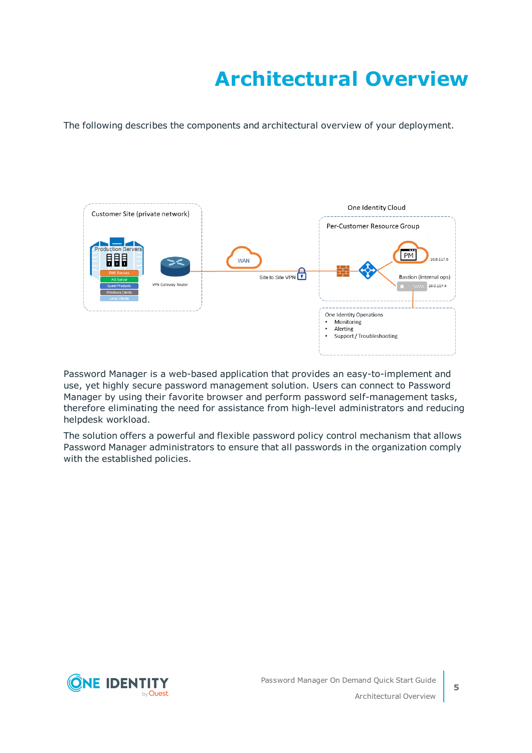# Architectural Overview

The following describes the components and architectural overview of your deployment.

Password Manager is a web-based application that provides an easy-to-implement and use, yet highly secure password management solution. Users can connect to Password Manager by using their favorite browser and perform password self-management tasks, therefore eliminating the need for assistance from high-level administrators and reducing helpdesk workload.

The solution offers a powerful and flexible password policy control mechanism that allows Password Manager administrators to ensure that all passwords in the organization comply with the established policies.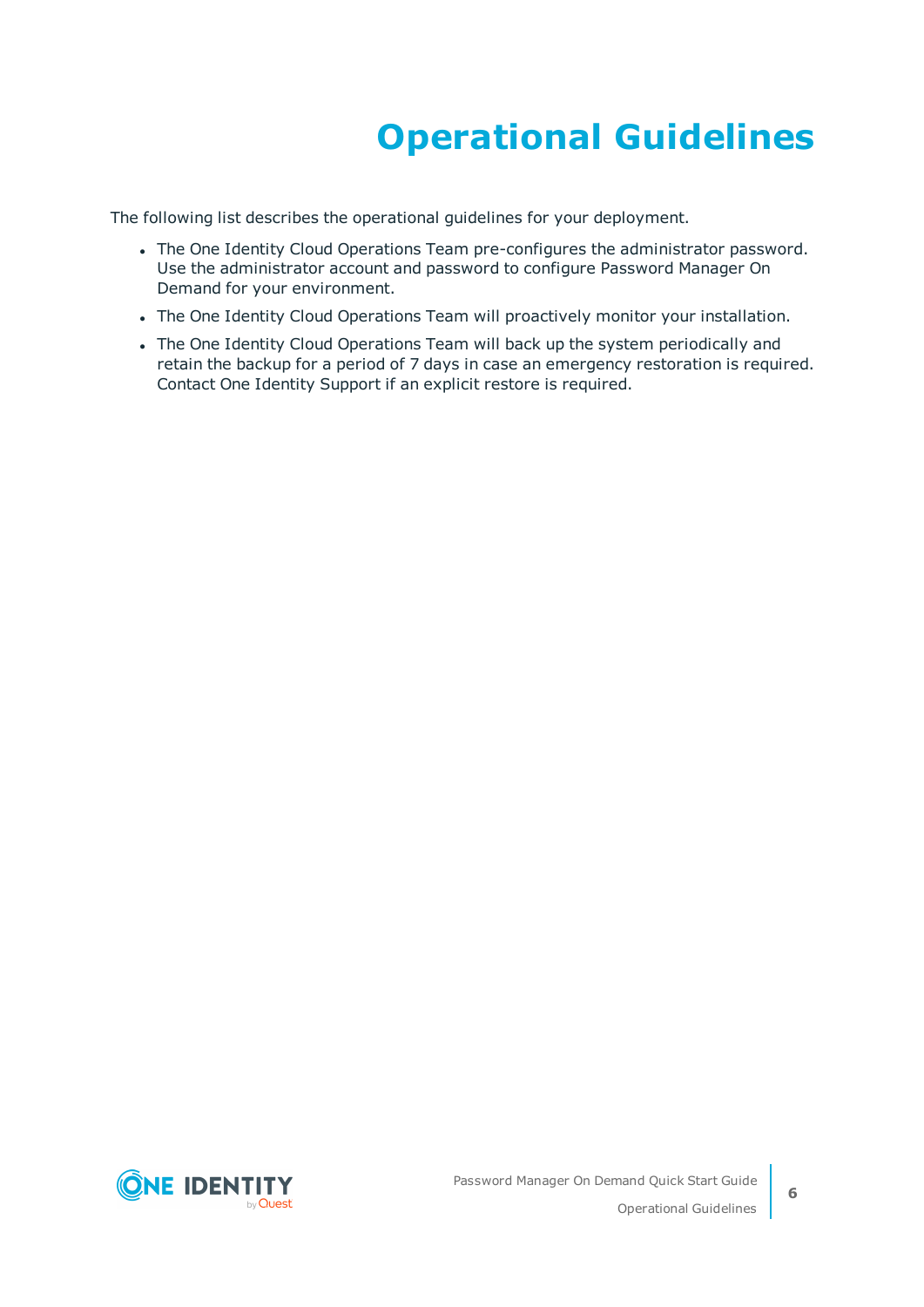# Operational Guidelines

The following list describes the operational guidelines for your deployment.

- The One Identity Cloud Operations Team pre-configures the administrator password. Use the administrator account and password to configure Password Manager On Demand for your environment.
- The One Identity Cloud Operations Team will proactively monitor your installation.
- The One Identity Cloud Operations Team will back up the system periodically and retain the backup for a period of 7 days in case an emergency restoration is required. Contact One Identity Support if an explicit restore is required.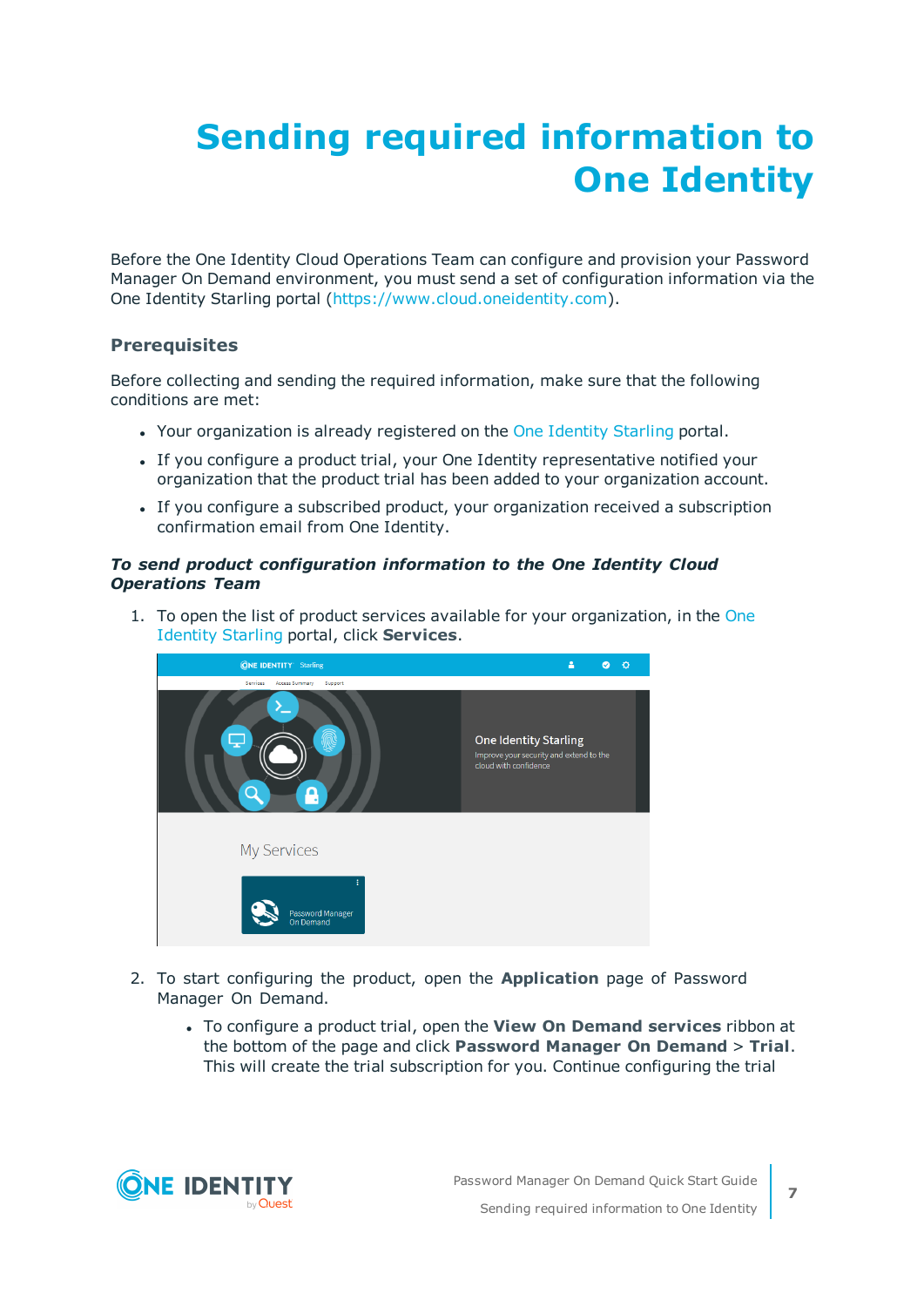# Sending required information to One Identity

Before the One Identity Cloud Operations Team can configure and provision your Password Manager On Demand environment, you must send a set of configuration information via the One Identity Starling portal (https://www.cloud.oneidentity.com).

### Prerequisites

Before collecting and sending the required information, make sure that the following conditions are met:

- Your organization is already registered on the One Identity Starling portal.
- If you configure a product trial, your One Identity representative notified your organization that the product trial has been added to your organization account.
- If you configure a subscribed product, your organization received a subscription confirmation email from One Identity.

***To send product configuration information to the One Identity Cloud Operations Team***

1. To open the list of product services available for your organization, in the One Identity Starling portal, click **Services**.

2. To start configuring the product, open the **Application** page of Password Manager On Demand.
   - To configure a product trial, open the **View On Demand services** ribbon at the bottom of the page and click **Password Manager On Demand** > **Trial**. This will create the trial subscription for you. Continue configuring the trial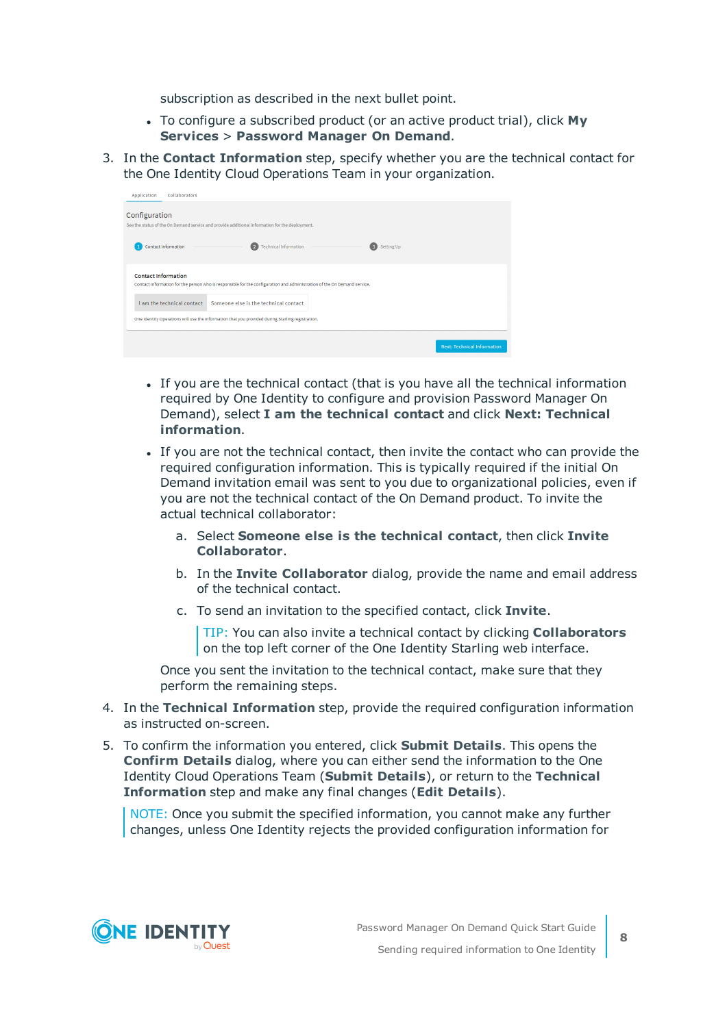subscription as described in the next bullet point.

- To configure a subscribed product (or an active product trial), click **My Services** > **Password Manager On Demand**.

3. In the **Contact Information** step, specify whether you are the technical contact for the One Identity Cloud Operations Team in your organization.

   - If you are the technical contact (that is you have all the technical information required by One Identity to configure and provision Password Manager On Demand), select **I am the technical contact** and click **Next: Technical information**.
   - If you are not the technical contact, then invite the contact who can provide the required configuration information. This is typically required if the initial On Demand invitation email was sent to you due to organizational policies, even if you are not the technical contact of the On Demand product. To invite the actual technical collaborator:

     a. Select **Someone else is the technical contact**, then click **Invite Collaborator**.

     b. In the **Invite Collaborator** dialog, provide the name and email address of the technical contact.

     c. To send an invitation to the specified contact, click **Invite**.

     > TIP: You can also invite a technical contact by clicking **Collaborators** on the top left corner of the One Identity Starling web interface.

     Once you sent the invitation to the technical contact, make sure that they perform the remaining steps.

4. In the **Technical Information** step, provide the required configuration information as instructed on-screen.

5. To confirm the information you entered, click **Submit Details**. This opens the **Confirm Details** dialog, where you can either send the information to the One Identity Cloud Operations Team (**Submit Details**), or return to the **Technical Information** step and make any final changes (**Edit Details**).

   > NOTE: Once you submit the specified information, you cannot make any further changes, unless One Identity rejects the provided configuration information for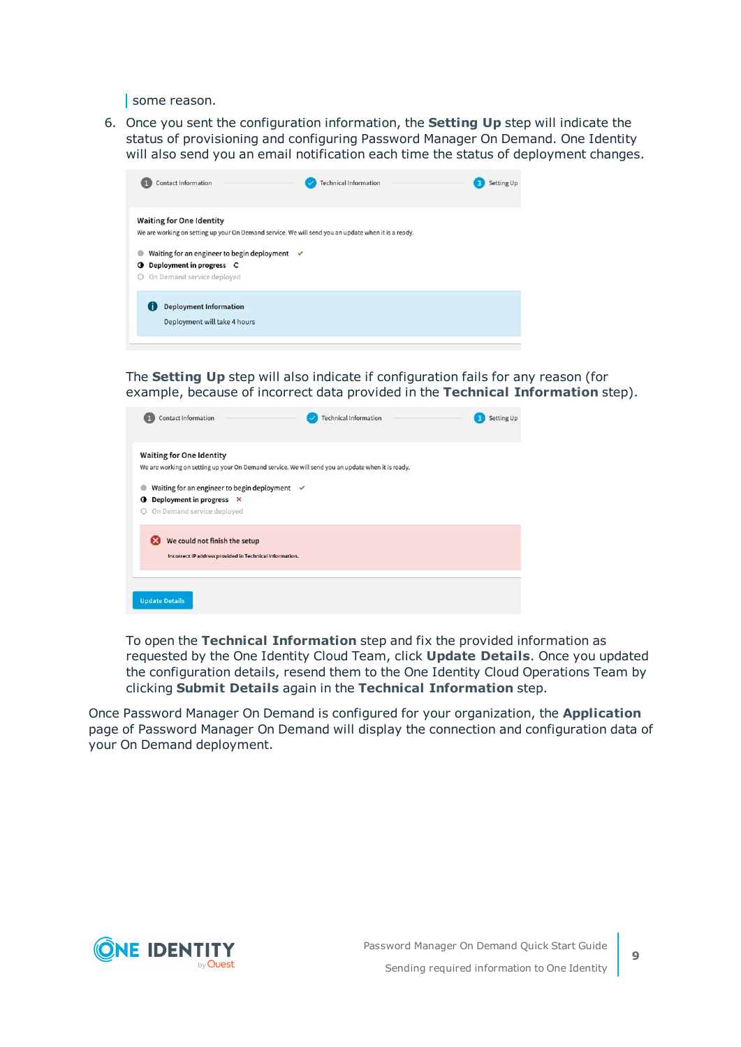some reason.

6. Once you sent the configuration information, the **Setting Up** step will indicate the status of provisioning and configuring Password Manager On Demand. One Identity will also send you an email notification each time the status of deployment changes.

   The **Setting Up** step will also indicate if configuration fails for any reason (for example, because of incorrect data provided in the **Technical Information** step).

   To open the **Technical Information** step and fix the provided information as requested by the One Identity Cloud Team, click **Update Details**. Once you updated the configuration details, resend them to the One Identity Cloud Operations Team by clicking **Submit Details** again in the **Technical Information** step.

Once Password Manager On Demand is configured for your organization, the **Application** page of Password Manager On Demand will display the connection and configuration data of your On Demand deployment.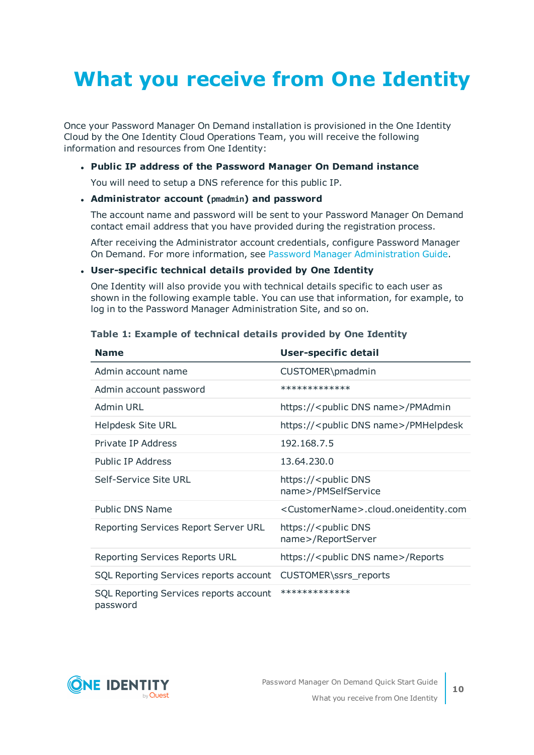# What you receive from One Identity

Once your Password Manager On Demand installation is provisioned in the One Identity Cloud by the One Identity Cloud Operations Team, you will receive the following information and resources from One Identity:

- **Public IP address of the Password Manager On Demand instance**

  You will need to setup a DNS reference for this public IP.

- **Administrator account (`pmadmin`) and password**

  The account name and password will be sent to your Password Manager On Demand contact email address that you have provided during the registration process.

  After receiving the Administrator account credentials, configure Password Manager On Demand. For more information, see Password Manager Administration Guide.

- **User-specific technical details provided by One Identity**

  One Identity will also provide you with technical details specific to each user as shown in the following example table. You can use that information, for example, to log in to the Password Manager Administration Site, and so on.

**Table 1: Example of technical details provided by One Identity**

| Name | User-specific detail |
| --- | --- |
| Admin account name | CUSTOMER\pmadmin |
| Admin account password | ************* |
| Admin URL | https://<public DNS name>/PMAdmin |
| Helpdesk Site URL | https://<public DNS name>/PMHelpdesk |
| Private IP Address | 192.168.7.5 |
| Public IP Address | 13.64.230.0 |
| Self-Service Site URL | https://<public DNS name>/PMSelfService |
| Public DNS Name | <CustomerName>.cloud.oneidentity.com |
| Reporting Services Report Server URL | https://<public DNS name>/ReportServer |
| Reporting Services Reports URL | https://<public DNS name>/Reports |
| SQL Reporting Services reports account | CUSTOMER\ssrs_reports |
| SQL Reporting Services reports account password | ************* |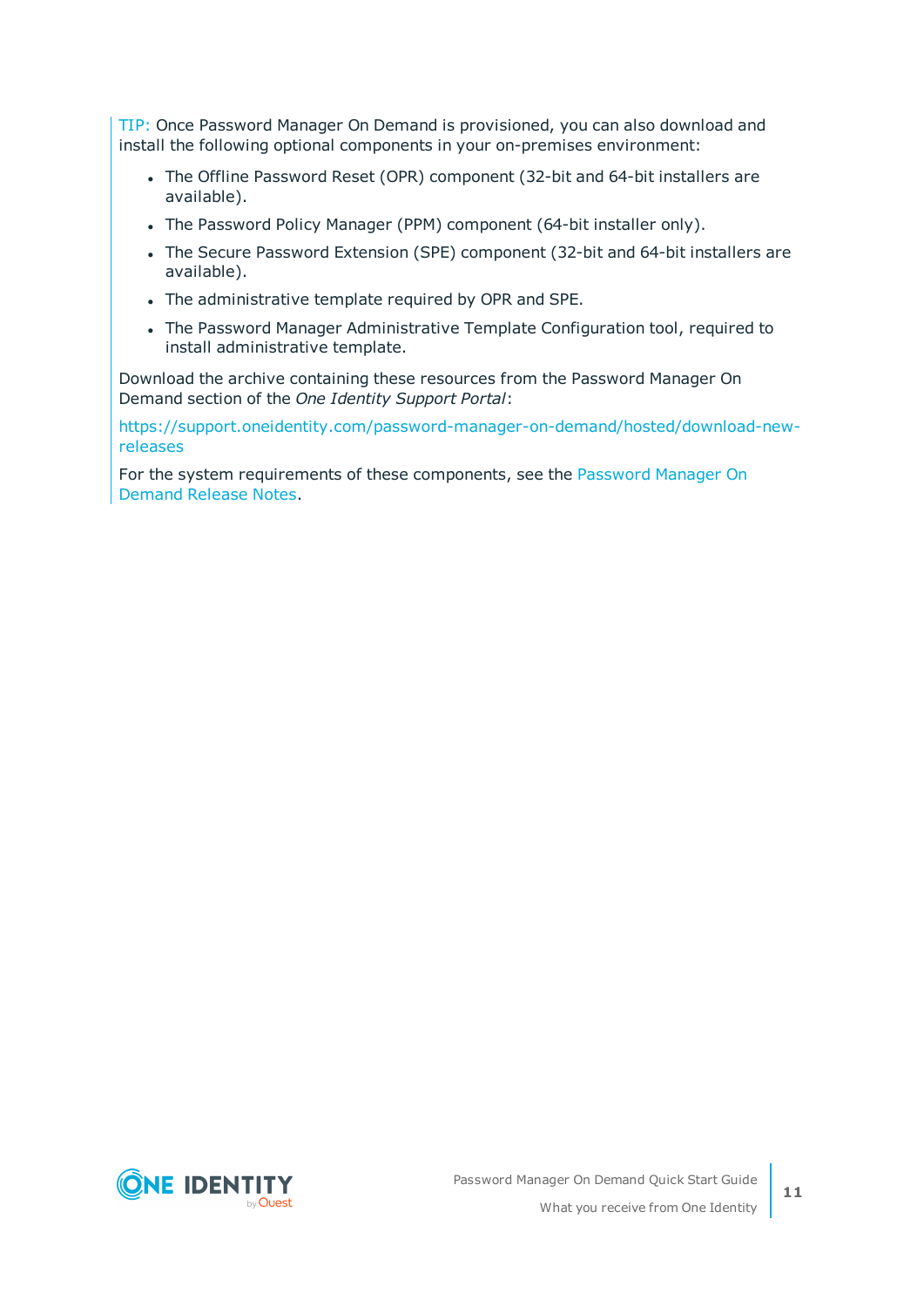TIP: Once Password Manager On Demand is provisioned, you can also download and install the following optional components in your on-premises environment:

- The Offline Password Reset (OPR) component (32-bit and 64-bit installers are available).
- The Password Policy Manager (PPM) component (64-bit installer only).
- The Secure Password Extension (SPE) component (32-bit and 64-bit installers are available).
- The administrative template required by OPR and SPE.
- The Password Manager Administrative Template Configuration tool, required to install administrative template.

Download the archive containing these resources from the Password Manager On Demand section of the *One Identity Support Portal*:

https://support.oneidentity.com/password-manager-on-demand/hosted/download-new-releases

For the system requirements of these components, see the Password Manager On Demand Release Notes.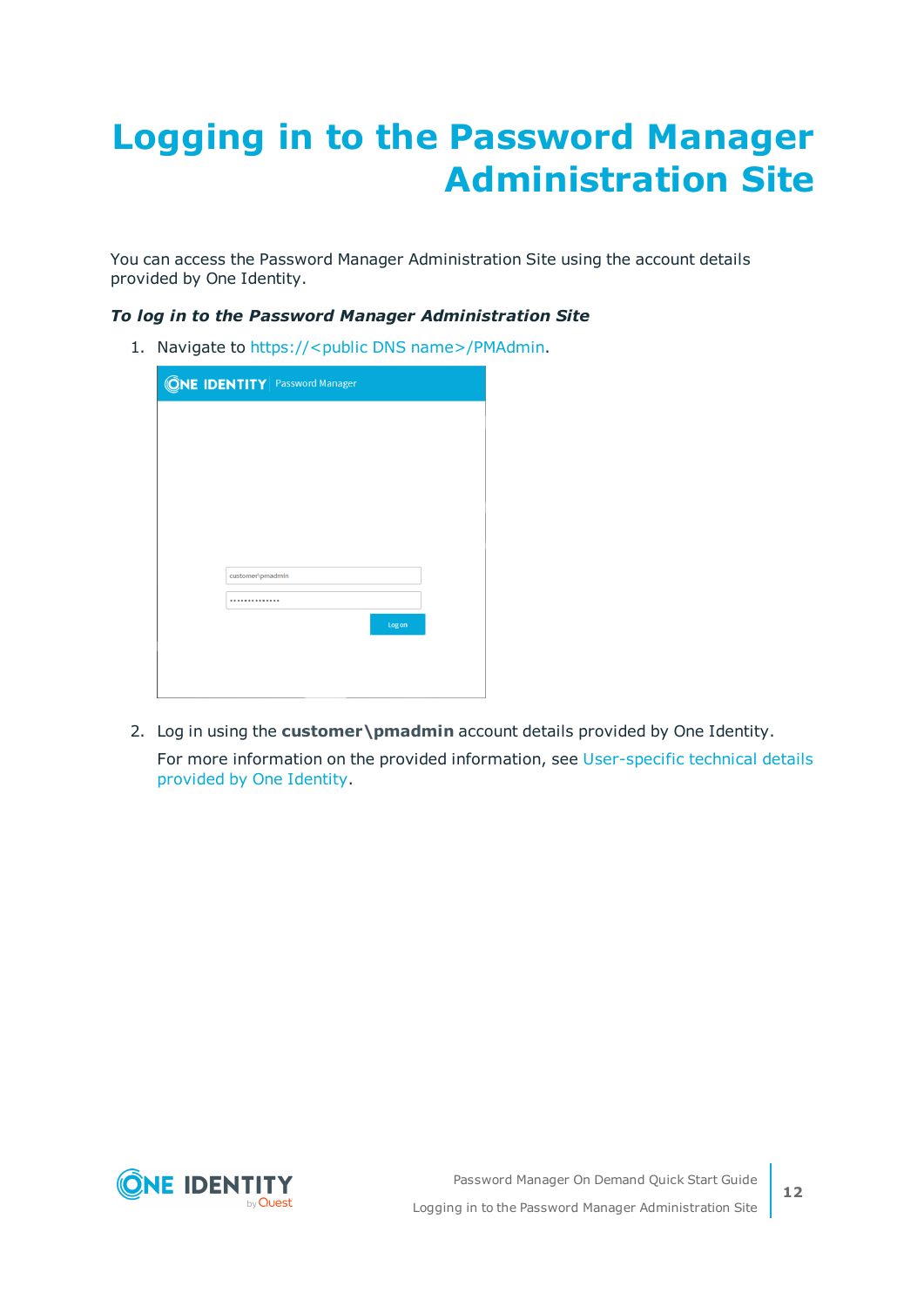# Logging in to the Password Manager Administration Site

You can access the Password Manager Administration Site using the account details provided by One Identity.

***To log in to the Password Manager Administration Site***

1. Navigate to https://<public DNS name>/PMAdmin.

2. Log in using the **customer\pmadmin** account details provided by One Identity.

   For more information on the provided information, see User-specific technical details provided by One Identity.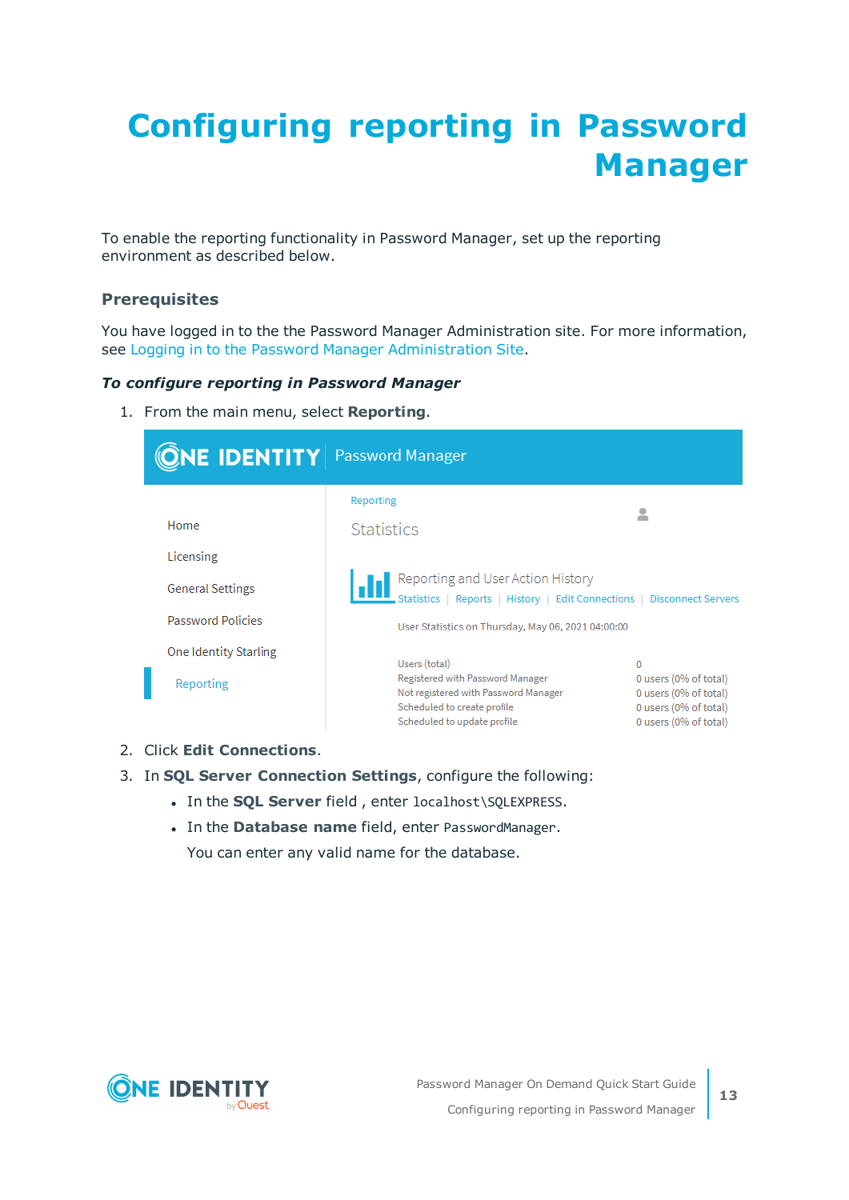# Configuring reporting in Password Manager

To enable the reporting functionality in Password Manager, set up the reporting environment as described below.

### Prerequisites

You have logged in to the the Password Manager Administration site. For more information, see Logging in to the Password Manager Administration Site.

***To configure reporting in Password Manager***

1. From the main menu, select **Reporting**.
2. Click **Edit Connections**.
3. In **SQL Server Connection Settings**, configure the following:
   - In the **SQL Server** field , enter `localhost\SQLEXPRESS`.
   - In the **Database name** field, enter `PasswordManager`.

     You can enter any valid name for the database.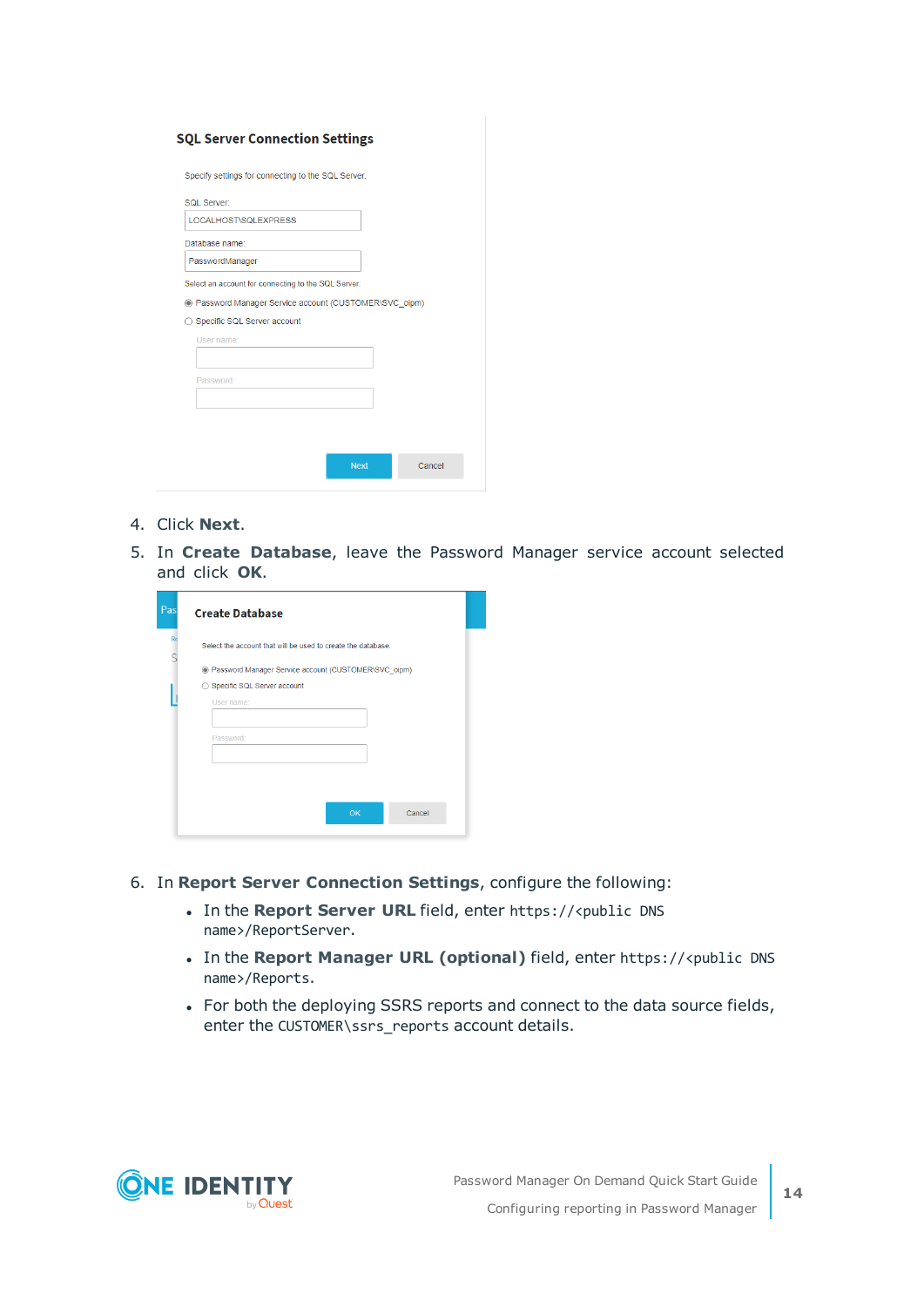4. Click **Next**.
5. In **Create Database**, leave the Password Manager service account selected and click **OK**.

6. In **Report Server Connection Settings**, configure the following:
   - In the **Report Server URL** field, enter `https://<public DNS name>/ReportServer`.
   - In the **Report Manager URL (optional)** field, enter `https://<public DNS name>/Reports`.
   - For both the deploying SSRS reports and connect to the data source fields, enter the `CUSTOMER\ssrs_reports` account details.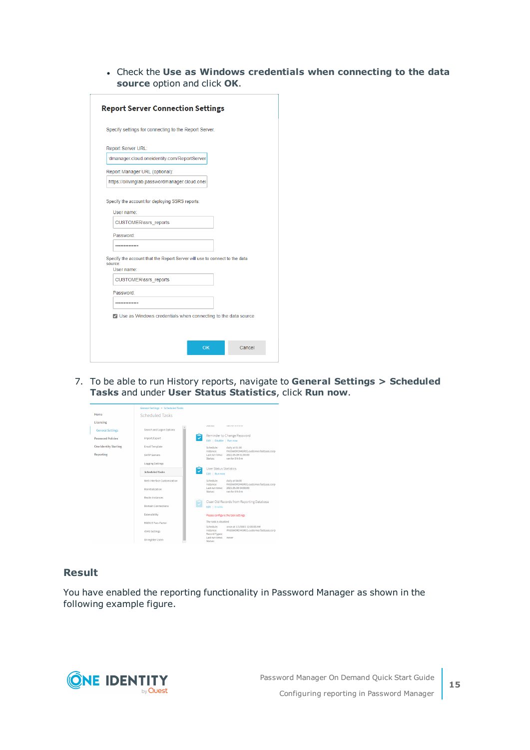- Check the **Use as Windows credentials when connecting to the data source** option and click **OK**.

7. To be able to run History reports, navigate to **General Settings > Scheduled Tasks** and under **User Status Statistics**, click **Run now**.

## Result

You have enabled the reporting functionality in Password Manager as shown in the following example figure.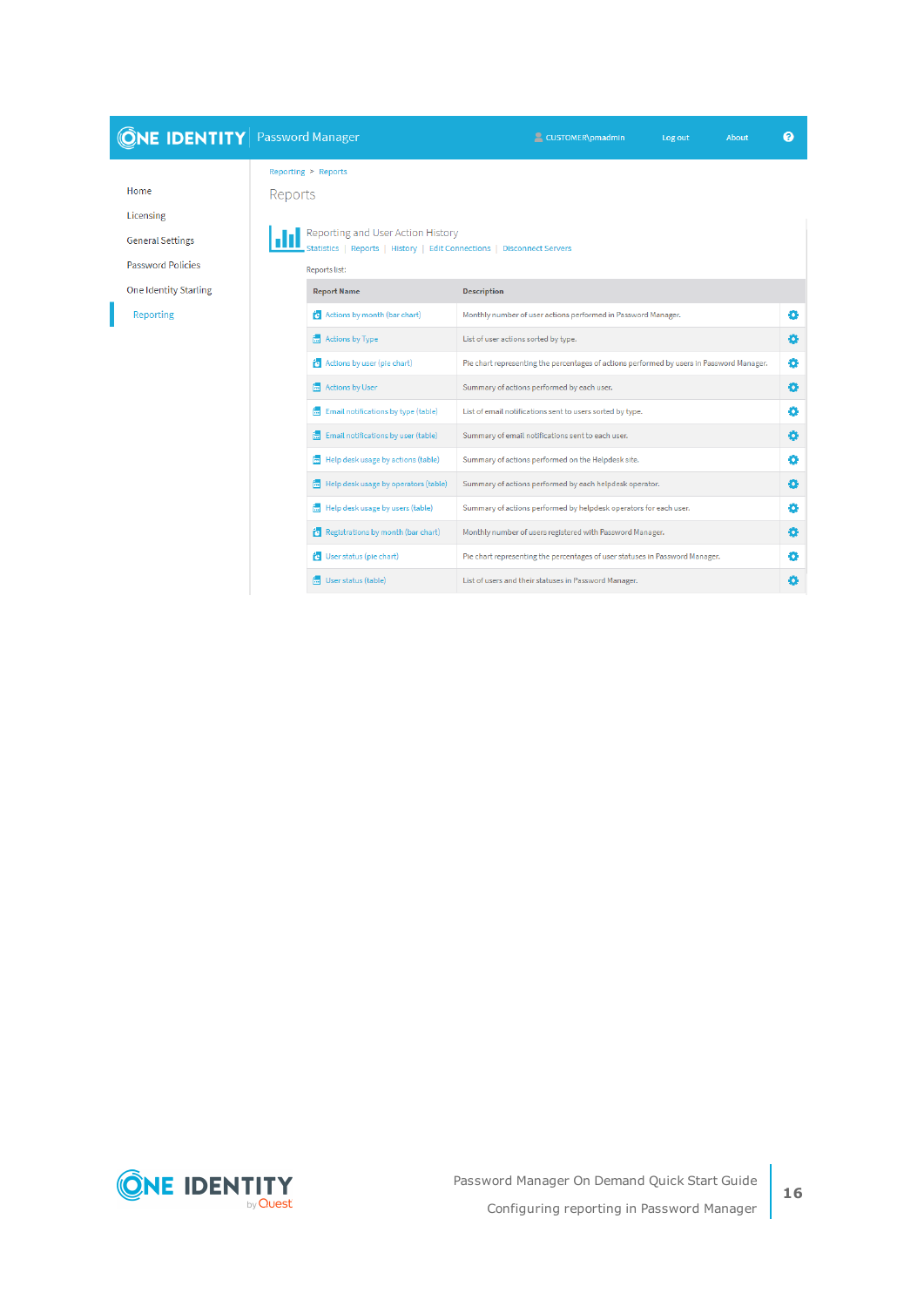| Report Name | Description |
|---|---|
| Actions by month (bar chart) | Monthly number of user actions performed in Password Manager. |
| Actions by Type | List of user actions sorted by type. |
| Actions by user (pie chart) | Pie chart representing the percentages of actions performed by users in Password Manager. |
| Actions by User | Summary of actions performed by each user. |
| Email notifications by type (table) | List of email notifications sent to users sorted by type. |
| Email notifications by user (table) | Summary of email notifications sent to each user. |
| Help desk usage by actions (table) | Summary of actions performed on the Helpdesk site. |
| Help desk usage by operators (table) | Summary of actions performed by each helpdesk operator. |
| Help desk usage by users (table) | Summary of actions performed by helpdesk operators for each user. |
| Registrations by month (bar chart) | Monthly number of users registered with Password Manager. |
| User status (pie chart) | Pie chart representing the percentages of user statuses in Password Manager. |
| User status (table) | List of users and their statuses in Password Manager. |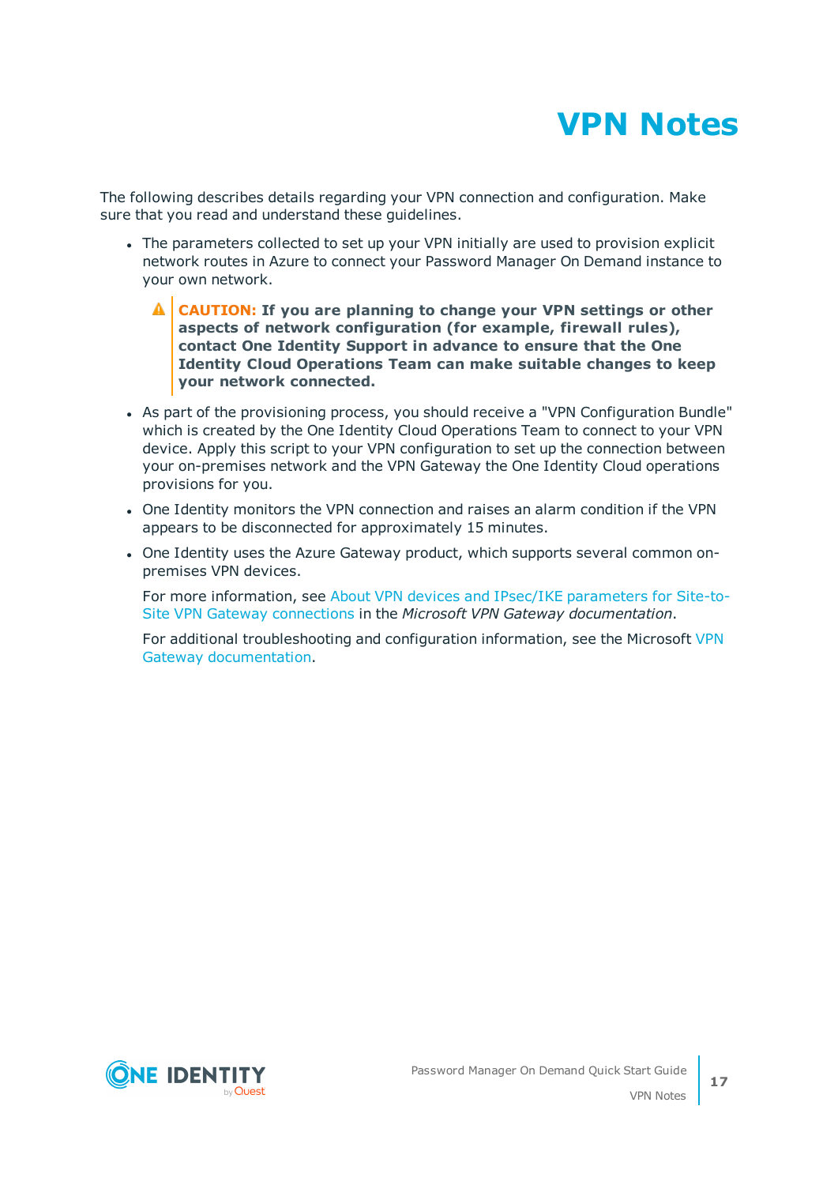# VPN Notes

The following describes details regarding your VPN connection and configuration. Make sure that you read and understand these guidelines.

- The parameters collected to set up your VPN initially are used to provision explicit network routes in Azure to connect your Password Manager On Demand instance to your own network.

  > **CAUTION: If you are planning to change your VPN settings or other aspects of network configuration (for example, firewall rules), contact One Identity Support in advance to ensure that the One Identity Cloud Operations Team can make suitable changes to keep your network connected.**

- As part of the provisioning process, you should receive a "VPN Configuration Bundle" which is created by the One Identity Cloud Operations Team to connect to your VPN device. Apply this script to your VPN configuration to set up the connection between your on-premises network and the VPN Gateway the One Identity Cloud operations provisions for you.
- One Identity monitors the VPN connection and raises an alarm condition if the VPN appears to be disconnected for approximately 15 minutes.
- One Identity uses the Azure Gateway product, which supports several common on-premises VPN devices.

  For more information, see About VPN devices and IPsec/IKE parameters for Site-to-Site VPN Gateway connections in the *Microsoft VPN Gateway documentation*.

  For additional troubleshooting and configuration information, see the Microsoft VPN Gateway documentation.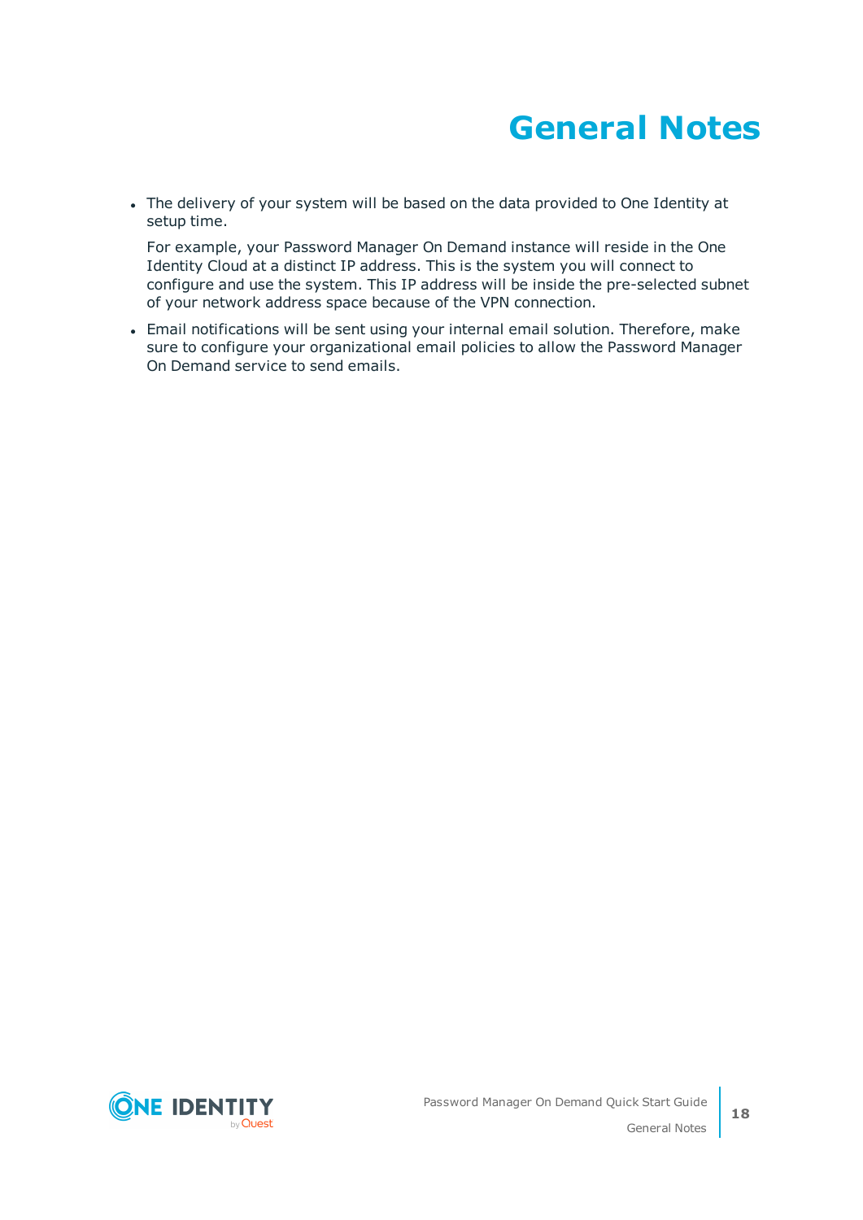# General Notes

- The delivery of your system will be based on the data provided to One Identity at setup time.

  For example, your Password Manager On Demand instance will reside in the One Identity Cloud at a distinct IP address. This is the system you will connect to configure and use the system. This IP address will be inside the pre-selected subnet of your network address space because of the VPN connection.

- Email notifications will be sent using your internal email solution. Therefore, make sure to configure your organizational email policies to allow the Password Manager On Demand service to send emails.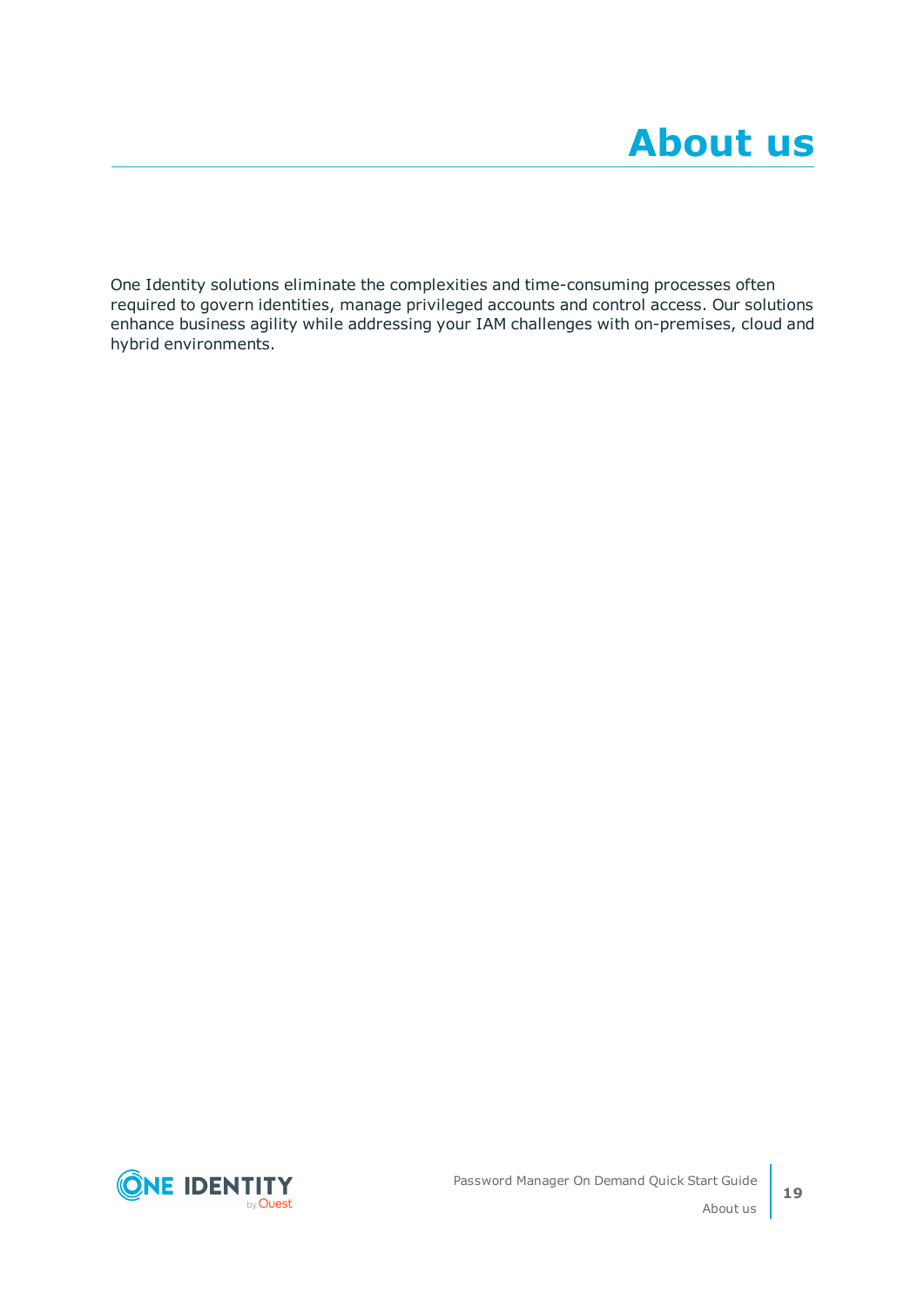# About us

One Identity solutions eliminate the complexities and time-consuming processes often required to govern identities, manage privileged accounts and control access. Our solutions enhance business agility while addressing your IAM challenges with on-premises, cloud and hybrid environments.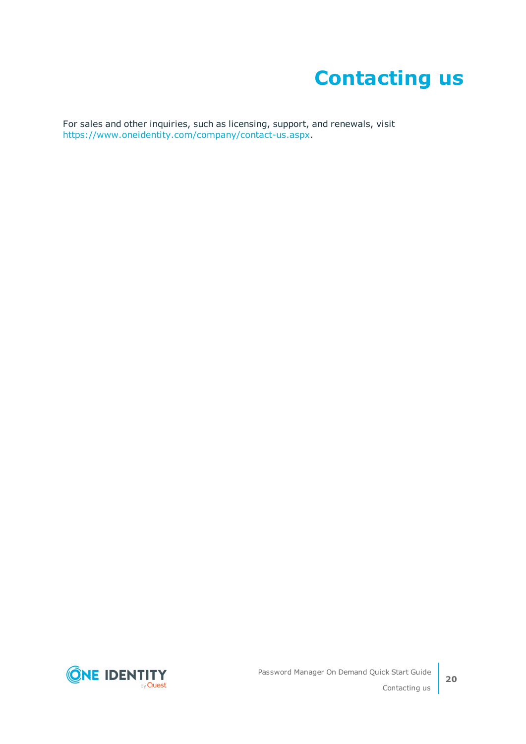# Contacting us

For sales and other inquiries, such as licensing, support, and renewals, visit https://www.oneidentity.com/company/contact-us.aspx.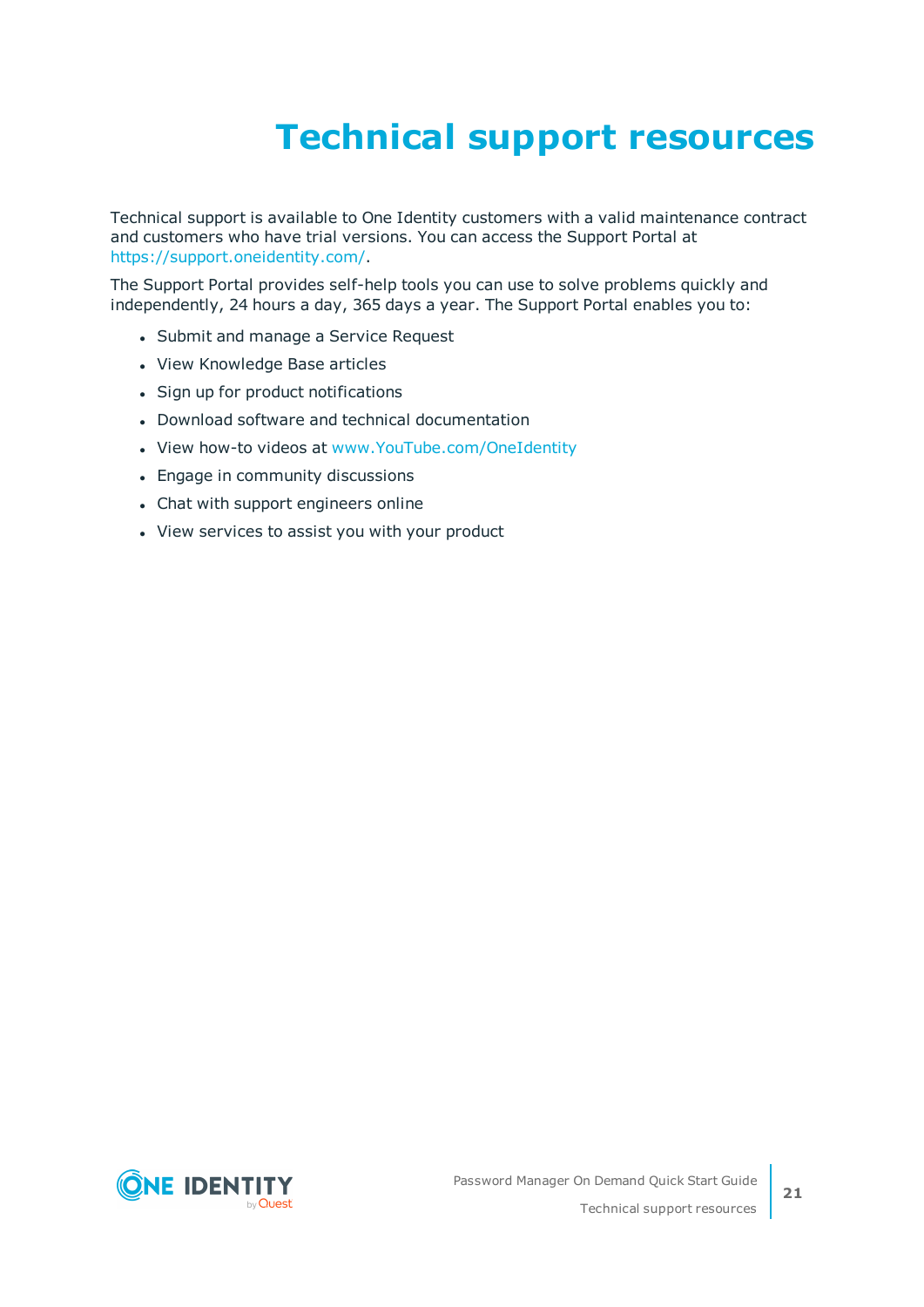# Technical support resources

Technical support is available to One Identity customers with a valid maintenance contract and customers who have trial versions. You can access the Support Portal at https://support.oneidentity.com/.

The Support Portal provides self-help tools you can use to solve problems quickly and independently, 24 hours a day, 365 days a year. The Support Portal enables you to:

- Submit and manage a Service Request
- View Knowledge Base articles
- Sign up for product notifications
- Download software and technical documentation
- View how-to videos at www.YouTube.com/OneIdentity
- Engage in community discussions
- Chat with support engineers online
- View services to assist you with your product